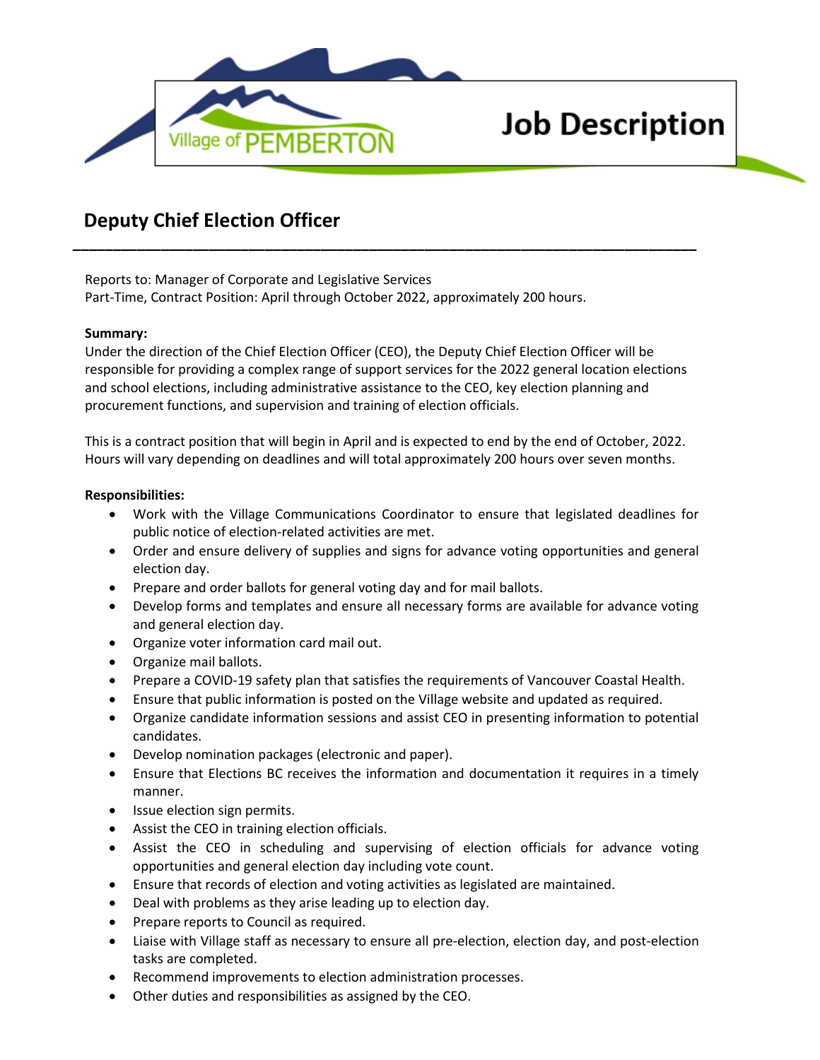Village of PEMBERTON

# Job Description

## Deputy Chief Election Officer

---

Reports to: Manager of Corporate and Legislative Services
Part-Time, Contract Position: April through October 2022, approximately 200 hours.

**Summary:**
Under the direction of the Chief Election Officer (CEO), the Deputy Chief Election Officer will be responsible for providing a complex range of support services for the 2022 general location elections and school elections, including administrative assistance to the CEO, key election planning and procurement functions, and supervision and training of election officials.

This is a contract position that will begin in April and is expected to end by the end of October, 2022. Hours will vary depending on deadlines and will total approximately 200 hours over seven months.

**Responsibilities:**

- Work with the Village Communications Coordinator to ensure that legislated deadlines for public notice of election-related activities are met.
- Order and ensure delivery of supplies and signs for advance voting opportunities and general election day.
- Prepare and order ballots for general voting day and for mail ballots.
- Develop forms and templates and ensure all necessary forms are available for advance voting and general election day.
- Organize voter information card mail out.
- Organize mail ballots.
- Prepare a COVID-19 safety plan that satisfies the requirements of Vancouver Coastal Health.
- Ensure that public information is posted on the Village website and updated as required.
- Organize candidate information sessions and assist CEO in presenting information to potential candidates.
- Develop nomination packages (electronic and paper).
- Ensure that Elections BC receives the information and documentation it requires in a timely manner.
- Issue election sign permits.
- Assist the CEO in training election officials.
- Assist the CEO in scheduling and supervising of election officials for advance voting opportunities and general election day including vote count.
- Ensure that records of election and voting activities as legislated are maintained.
- Deal with problems as they arise leading up to election day.
- Prepare reports to Council as required.
- Liaise with Village staff as necessary to ensure all pre-election, election day, and post-election tasks are completed.
- Recommend improvements to election administration processes.
- Other duties and responsibilities as assigned by the CEO.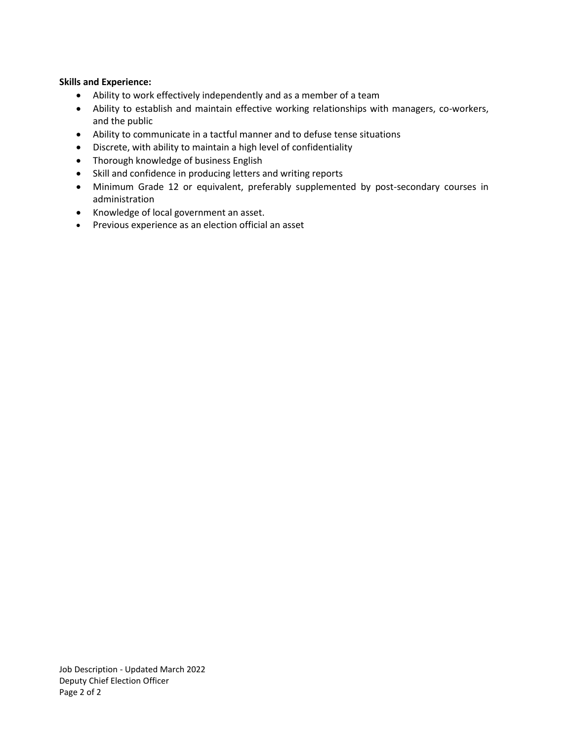**Skills and Experience:**

- Ability to work effectively independently and as a member of a team
- Ability to establish and maintain effective working relationships with managers, co-workers, and the public
- Ability to communicate in a tactful manner and to defuse tense situations
- Discrete, with ability to maintain a high level of confidentiality
- Thorough knowledge of business English
- Skill and confidence in producing letters and writing reports
- Minimum Grade 12 or equivalent, preferably supplemented by post-secondary courses in administration
- Knowledge of local government an asset.
- Previous experience as an election official an asset